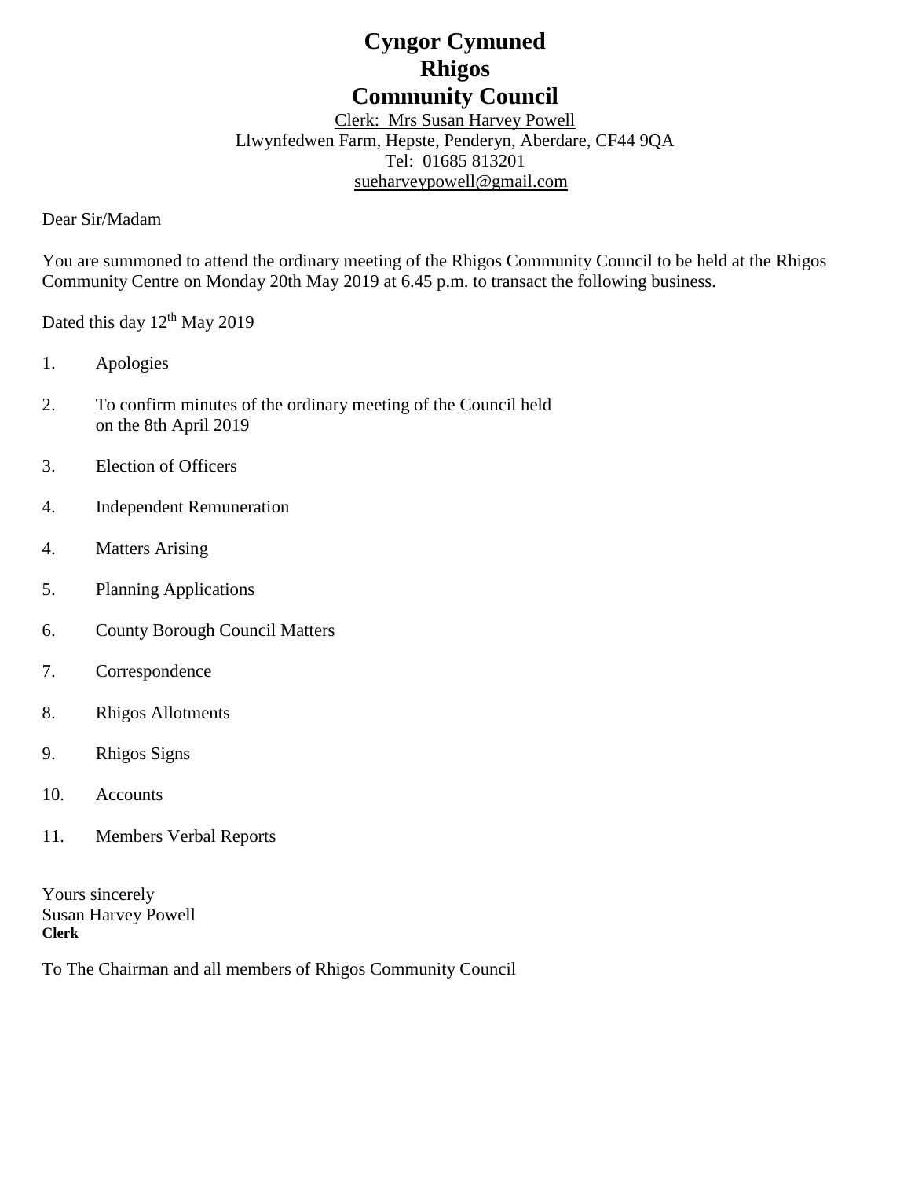# Cyngor Cymuned
# Rhigos
# Community Council

Clerk: Mrs Susan Harvey Powell
Llwynfedwen Farm, Hepste, Penderyn, Aberdare, CF44 9QA
Tel: 01685 813201
sueharveypowell@gmail.com

Dear Sir/Madam

You are summoned to attend the ordinary meeting of the Rhigos Community Council to be held at the Rhigos Community Centre on Monday 20th May 2019 at 6.45 p.m. to transact the following business.

Dated this day 12th May 2019

1. Apologies

2. To confirm minutes of the ordinary meeting of the Council held on the 8th April 2019

3. Election of Officers

4. Independent Remuneration

4. Matters Arising

5. Planning Applications

6. County Borough Council Matters

7. Correspondence

8. Rhigos Allotments

9. Rhigos Signs

10. Accounts

11. Members Verbal Reports

Yours sincerely
Susan Harvey Powell
**Clerk**

To The Chairman and all members of Rhigos Community Council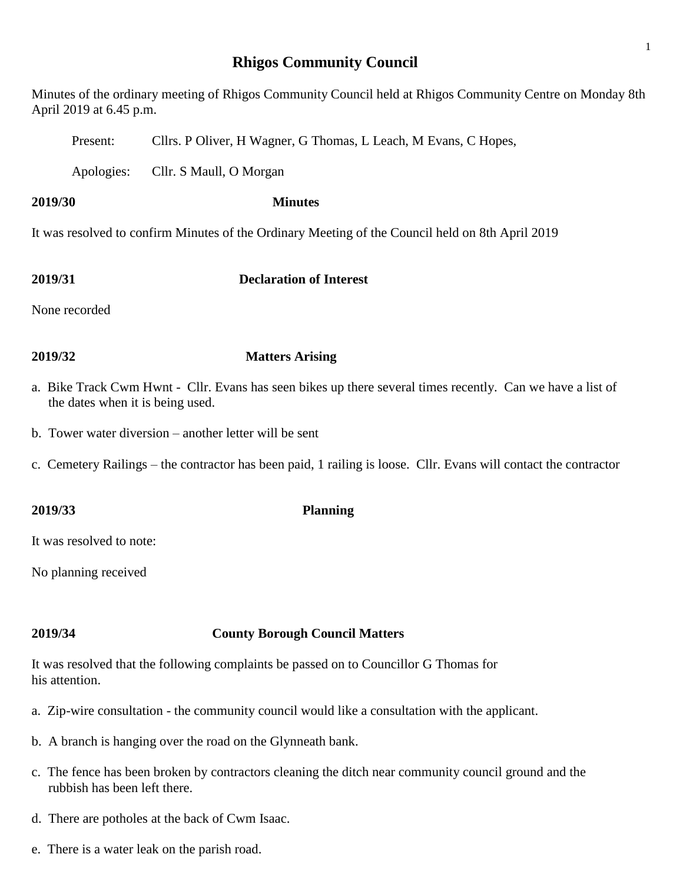# Rhigos Community Council

Minutes of the ordinary meeting of Rhigos Community Council held at Rhigos Community Centre on Monday 8th April 2019 at 6.45 p.m.

Present: Cllrs. P Oliver, H Wagner, G Thomas, L Leach, M Evans, C Hopes,

Apologies: Cllr. S Maull, O Morgan

**2019/30 Minutes**

It was resolved to confirm Minutes of the Ordinary Meeting of the Council held on 8th April 2019

**2019/31 Declaration of Interest**

None recorded

**2019/32 Matters Arising**

a. Bike Track Cwm Hwnt - Cllr. Evans has seen bikes up there several times recently. Can we have a list of the dates when it is being used.

b. Tower water diversion – another letter will be sent

c. Cemetery Railings – the contractor has been paid, 1 railing is loose. Cllr. Evans will contact the contractor

**2019/33 Planning**

It was resolved to note:

No planning received

**2019/34 County Borough Council Matters**

It was resolved that the following complaints be passed on to Councillor G Thomas for his attention.

a. Zip-wire consultation - the community council would like a consultation with the applicant.

b. A branch is hanging over the road on the Glynneath bank.

c. The fence has been broken by contractors cleaning the ditch near community council ground and the rubbish has been left there.

d. There are potholes at the back of Cwm Isaac.

e. There is a water leak on the parish road.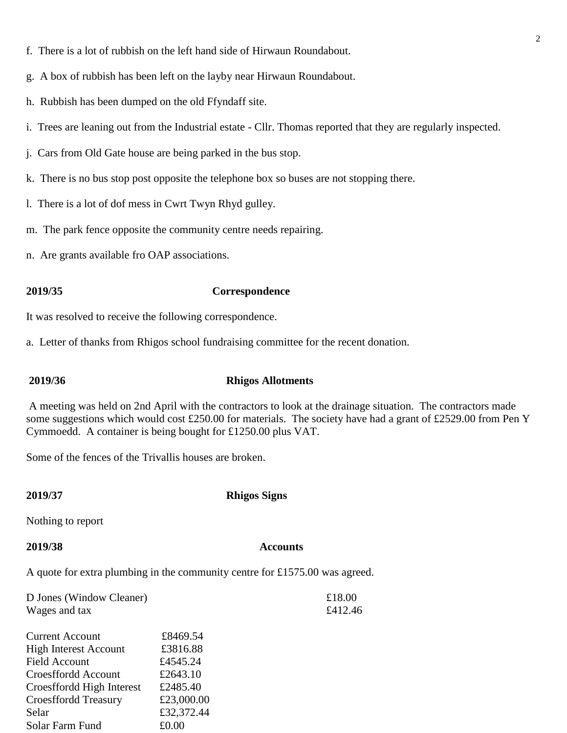f. There is a lot of rubbish on the left hand side of Hirwaun Roundabout.

g. A box of rubbish has been left on the layby near Hirwaun Roundabout.

h. Rubbish has been dumped on the old Ffyndaff site.

i. Trees are leaning out from the Industrial estate - Cllr. Thomas reported that they are regularly inspected.

j. Cars from Old Gate house are being parked in the bus stop.

k. There is no bus stop post opposite the telephone box so buses are not stopping there.

l. There is a lot of dof mess in Cwrt Twyn Rhyd gulley.

m. The park fence opposite the community centre needs repairing.

n. Are grants available fro OAP associations.

**2019/35 Correspondence**

It was resolved to receive the following correspondence.

a. Letter of thanks from Rhigos school fundraising committee for the recent donation.

**2019/36 Rhigos Allotments**

A meeting was held on 2nd April with the contractors to look at the drainage situation. The contractors made some suggestions which would cost £250.00 for materials. The society have had a grant of £2529.00 from Pen Y Cymmoedd. A container is being bought for £1250.00 plus VAT.

Some of the fences of the Trivallis houses are broken.

**2019/37 Rhigos Signs**

Nothing to report

**2019/38 Accounts**

A quote for extra plumbing in the community centre for £1575.00 was agreed.

| | |
|---|---|
| D Jones (Window Cleaner) | £18.00 |
| Wages and tax | £412.46 |

| | |
|---|---|
| Current Account | £8469.54 |
| High Interest Account | £3816.88 |
| Field Account | £4545.24 |
| Croesffordd Account | £2643.10 |
| Croesffordd High Interest | £2485.40 |
| Croesffordd Treasury | £23,000.00 |
| Selar | £32,372.44 |
| Solar Farm Fund | £0.00 |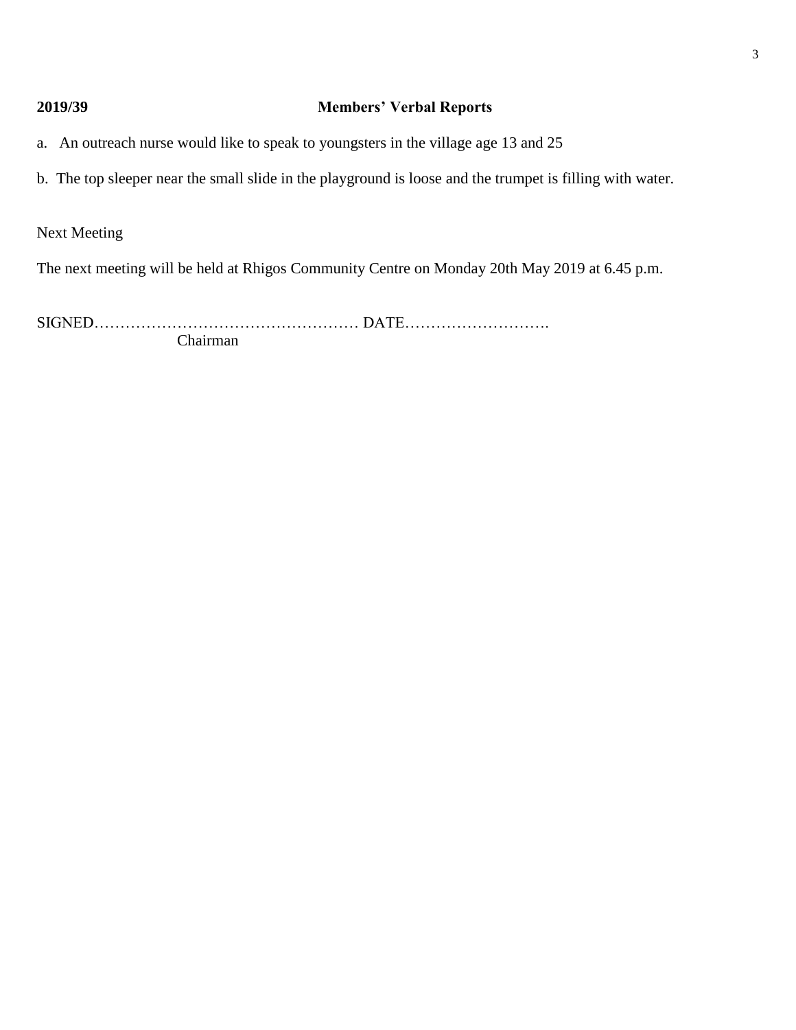**2019/39** **Members' Verbal Reports**

a. An outreach nurse would like to speak to youngsters in the village age 13 and 25

b. The top sleeper near the small slide in the playground is loose and the trumpet is filling with water.

Next Meeting

The next meeting will be held at Rhigos Community Centre on Monday 20th May 2019 at 6.45 p.m.

SIGNED…………………………………………… DATE……………………….
Chairman